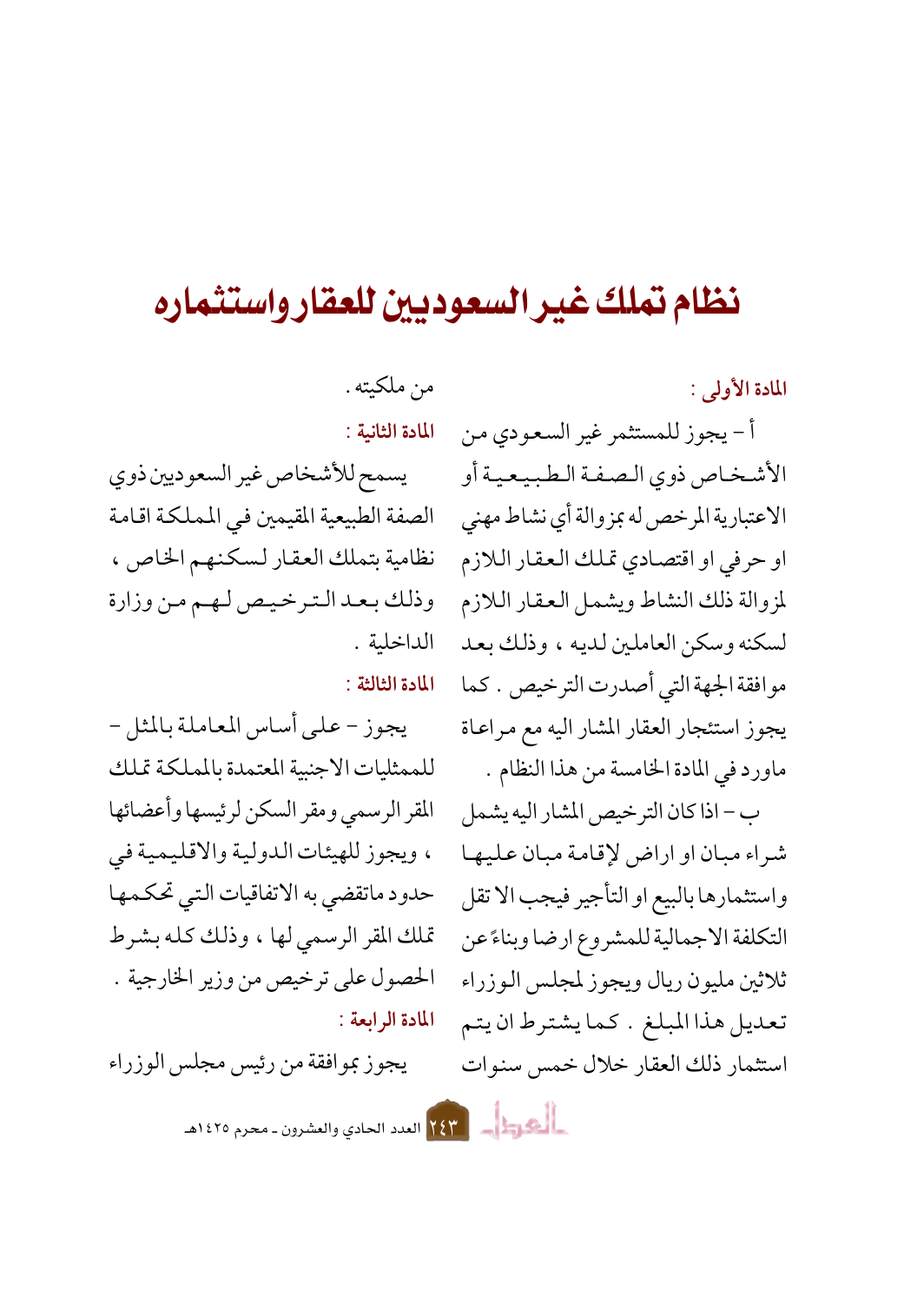# نظام تملك غير السعوديين للعقار واستثماره

**المادة الأولى :**

أ - يجوز للمستثمر غير السعودي من الأشخاص ذوي الصفة الطبيعية أو الاعتبارية المرخص له بمزوالة أي نشاط مهني او حرفي او اقتصادي تملك العقار اللازم لمزوالة ذلك النشاط ويشمل العقار اللازم لسكنه وسكن العاملين لديه ، وذلك بعد موافقة الجهة التي أصدرت الترخيص . كما يجوز استئجار العقار المشار اليه مع مراعاة ماورد في المادة الخامسة من هذا النظام .

ب - اذا كان الترخيص المشار اليه يشمل شراء مبان او اراض لإقامة مبان عليها واستثمارها بالبيع او التأجير فيجب الا تقل التكلفة الاجمالية للمشروع ارضا وبناءً عن ثلاثين مليون ريال ويجوز لمجلس الوزراء تعديل هذا المبلغ . كما يشترط ان يتم استثمار ذلك العقار خلال خمس سنوات من ملكيته .

**المادة الثانية :**

يسمح للأشخاص غير السعوديين ذوي الصفة الطبيعية المقيمين في المملكة اقامة نظامية بتملك العقار لسكنهم الخاص ، وذلك بعد الترخيص لهم من وزارة الداخلية .

**المادة الثالثة :**

يجوز - على أساس المعاملة بالمثل - للممثليات الاجنبية المعتمدة بالمملكة تملك المقر الرسمي ومقر السكن لرئيسها وأعضائها ، ويجوز للهيئات الدولية والاقليمية في حدود ماتقضي به الاتفاقيات التي تحكمها تملك المقر الرسمي لها ، وذلك كله بشرط الحصول على ترخيص من وزير الخارجية .

**المادة الرابعة :**

يجوز بموافقة من رئيس مجلس الوزراء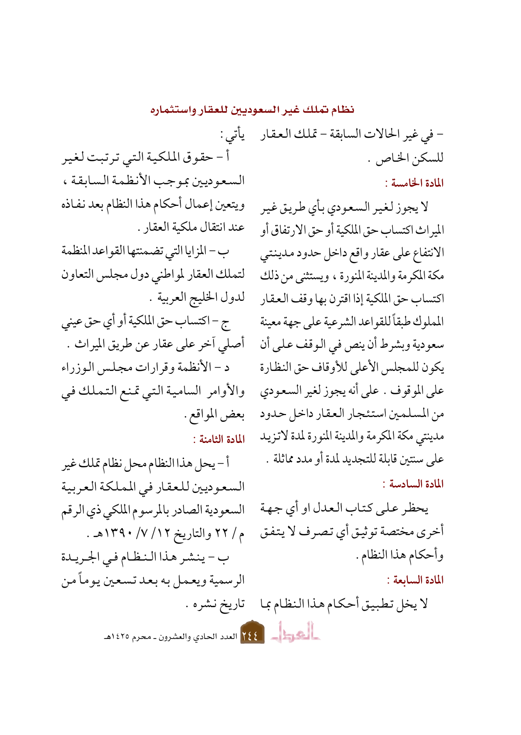– في غير الحالات السابقة – تملك العقار للسكن الخاص .

**المادة الخامسة :**

لا يجوز لغير السعودي بأي طريق غير الميراث اكتساب حق الملكية أو حق الارتفاق أو الانتفاع على عقار واقع داخل حدود مدينتي مكة المكرمة والمدينة المنورة ، ويستثنى من ذلك اكتساب حق الملكية إذا اقترن بها وقف العقار المملوك طبقاً للقواعد الشرعية على جهة معينة سعودية وبشرط أن ينص في الوقف على أن يكون للمجلس الأعلى للأوقاف حق النظارة على الموقوف . على أنه يجوز لغير السعودي من المسلمين استئجار العقار داخل حدود مدينتي مكة المكرمة والمدينة المنورة لمدة لاتزيد على سنتين قابلة للتجديد لمدة أو مدد مماثلة .

**المادة السادسة :**

يحظر على كتاب العدل او أي جهة أخرى مختصة توثيق أي تصرف لا يتفق وأحكام هذا النظام .

**المادة السابعة :**

لا يخل تطبيق أحكام هذا النظام بما يأتي :

أ – حقوق الملكية التي ترتبت لغير السعوديين بموجب الأنظمة السابقة ، ويتعين إعمال أحكام هذا النظام بعد نفاذه عند انتقال ملكية العقار .

ب – المزايا التي تضمنتها القواعد المنظمة لتملك العقار لمواطني دول مجلس التعاون لدول الخليج العربية .

ج – اكتساب حق الملكية أو أي حق عيني أصلي آخر على عقار عن طريق الميراث .

د – الأنظمة وقرارات مجلس الوزراء والأوامر السامية التي تمنع التملك في بعض المواقع .

**المادة الثامنة :**

أ – يحل هذا النظام محل نظام تملك غير السعوديين للعقار في المملكة العربية السعودية الصادر بالمرسوم الملكي ذي الرقم م / ٢٢ والتاريخ ١٢ / ٧ / ١٣٩٠هـ .

ب – ينشر هذا النظام في الجريدة الرسمية ويعمل به بعد تسعين يوماً من تاريخ نشره .